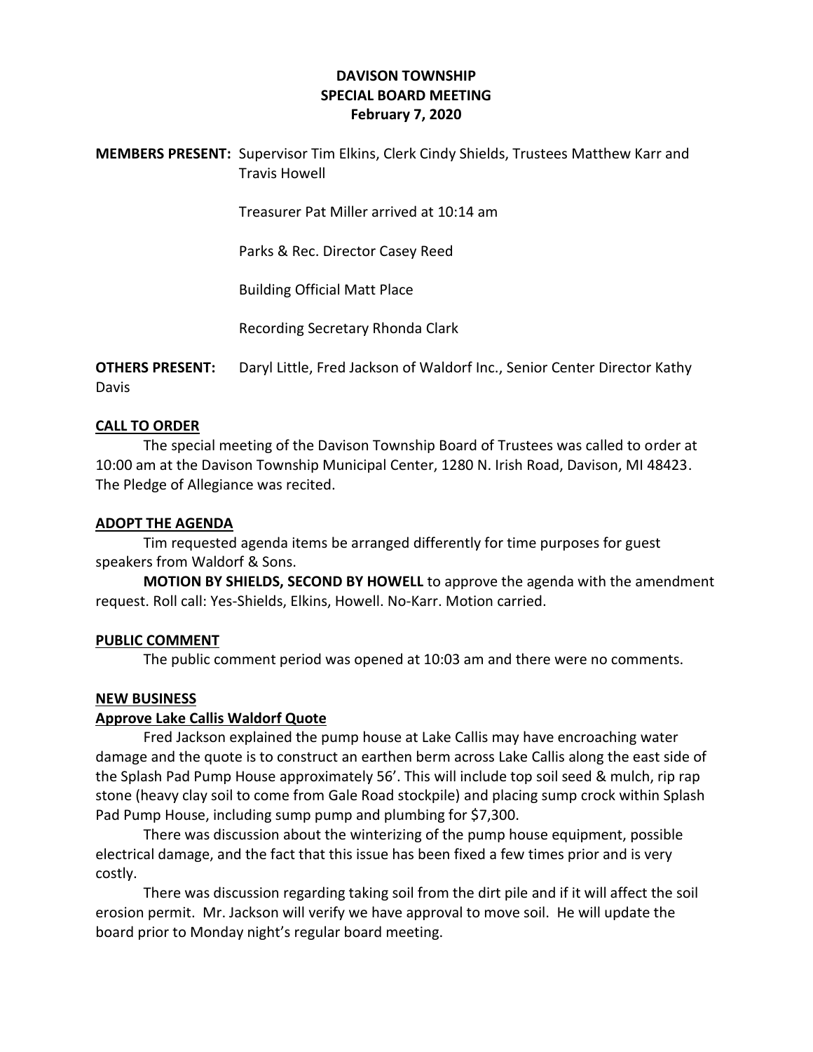# DAVISON TOWNSHIP
## SPECIAL BOARD MEETING
### February 7, 2020

**MEMBERS PRESENT:** Supervisor Tim Elkins, Clerk Cindy Shields, Trustees Matthew Karr and Travis Howell

Treasurer Pat Miller arrived at 10:14 am

Parks & Rec. Director Casey Reed

Building Official Matt Place

Recording Secretary Rhonda Clark

**OTHERS PRESENT:** Daryl Little, Fred Jackson of Waldorf Inc., Senior Center Director Kathy Davis

**CALL TO ORDER**

The special meeting of the Davison Township Board of Trustees was called to order at 10:00 am at the Davison Township Municipal Center, 1280 N. Irish Road, Davison, MI 48423. The Pledge of Allegiance was recited.

**ADOPT THE AGENDA**

Tim requested agenda items be arranged differently for time purposes for guest speakers from Waldorf & Sons.

**MOTION BY SHIELDS, SECOND BY HOWELL** to approve the agenda with the amendment request. Roll call: Yes-Shields, Elkins, Howell. No-Karr. Motion carried.

**PUBLIC COMMENT**

The public comment period was opened at 10:03 am and there were no comments.

**NEW BUSINESS**

**Approve Lake Callis Waldorf Quote**

Fred Jackson explained the pump house at Lake Callis may have encroaching water damage and the quote is to construct an earthen berm across Lake Callis along the east side of the Splash Pad Pump House approximately 56'. This will include top soil seed & mulch, rip rap stone (heavy clay soil to come from Gale Road stockpile) and placing sump crock within Splash Pad Pump House, including sump pump and plumbing for $7,300.

There was discussion about the winterizing of the pump house equipment, possible electrical damage, and the fact that this issue has been fixed a few times prior and is very costly.

There was discussion regarding taking soil from the dirt pile and if it will affect the soil erosion permit. Mr. Jackson will verify we have approval to move soil. He will update the board prior to Monday night's regular board meeting.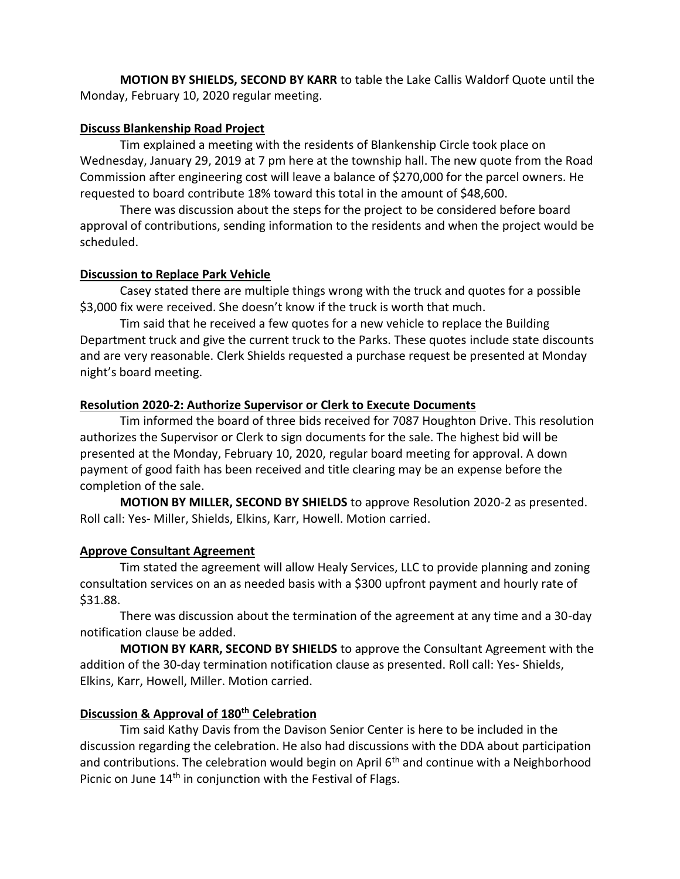**MOTION BY SHIELDS, SECOND BY KARR** to table the Lake Callis Waldorf Quote until the Monday, February 10, 2020 regular meeting.

**Discuss Blankenship Road Project**

Tim explained a meeting with the residents of Blankenship Circle took place on Wednesday, January 29, 2019 at 7 pm here at the township hall. The new quote from the Road Commission after engineering cost will leave a balance of $270,000 for the parcel owners. He requested to board contribute 18% toward this total in the amount of $48,600.

There was discussion about the steps for the project to be considered before board approval of contributions, sending information to the residents and when the project would be scheduled.

**Discussion to Replace Park Vehicle**

Casey stated there are multiple things wrong with the truck and quotes for a possible $3,000 fix were received. She doesn't know if the truck is worth that much.

Tim said that he received a few quotes for a new vehicle to replace the Building Department truck and give the current truck to the Parks. These quotes include state discounts and are very reasonable. Clerk Shields requested a purchase request be presented at Monday night's board meeting.

**Resolution 2020-2: Authorize Supervisor or Clerk to Execute Documents**

Tim informed the board of three bids received for 7087 Houghton Drive. This resolution authorizes the Supervisor or Clerk to sign documents for the sale. The highest bid will be presented at the Monday, February 10, 2020, regular board meeting for approval. A down payment of good faith has been received and title clearing may be an expense before the completion of the sale.

**MOTION BY MILLER, SECOND BY SHIELDS** to approve Resolution 2020-2 as presented. Roll call: Yes- Miller, Shields, Elkins, Karr, Howell. Motion carried.

**Approve Consultant Agreement**

Tim stated the agreement will allow Healy Services, LLC to provide planning and zoning consultation services on an as needed basis with a $300 upfront payment and hourly rate of $31.88.

There was discussion about the termination of the agreement at any time and a 30-day notification clause be added.

**MOTION BY KARR, SECOND BY SHIELDS** to approve the Consultant Agreement with the addition of the 30-day termination notification clause as presented. Roll call: Yes- Shields, Elkins, Karr, Howell, Miller. Motion carried.

**Discussion & Approval of 180th Celebration**

Tim said Kathy Davis from the Davison Senior Center is here to be included in the discussion regarding the celebration. He also had discussions with the DDA about participation and contributions. The celebration would begin on April 6th and continue with a Neighborhood Picnic on June 14th in conjunction with the Festival of Flags.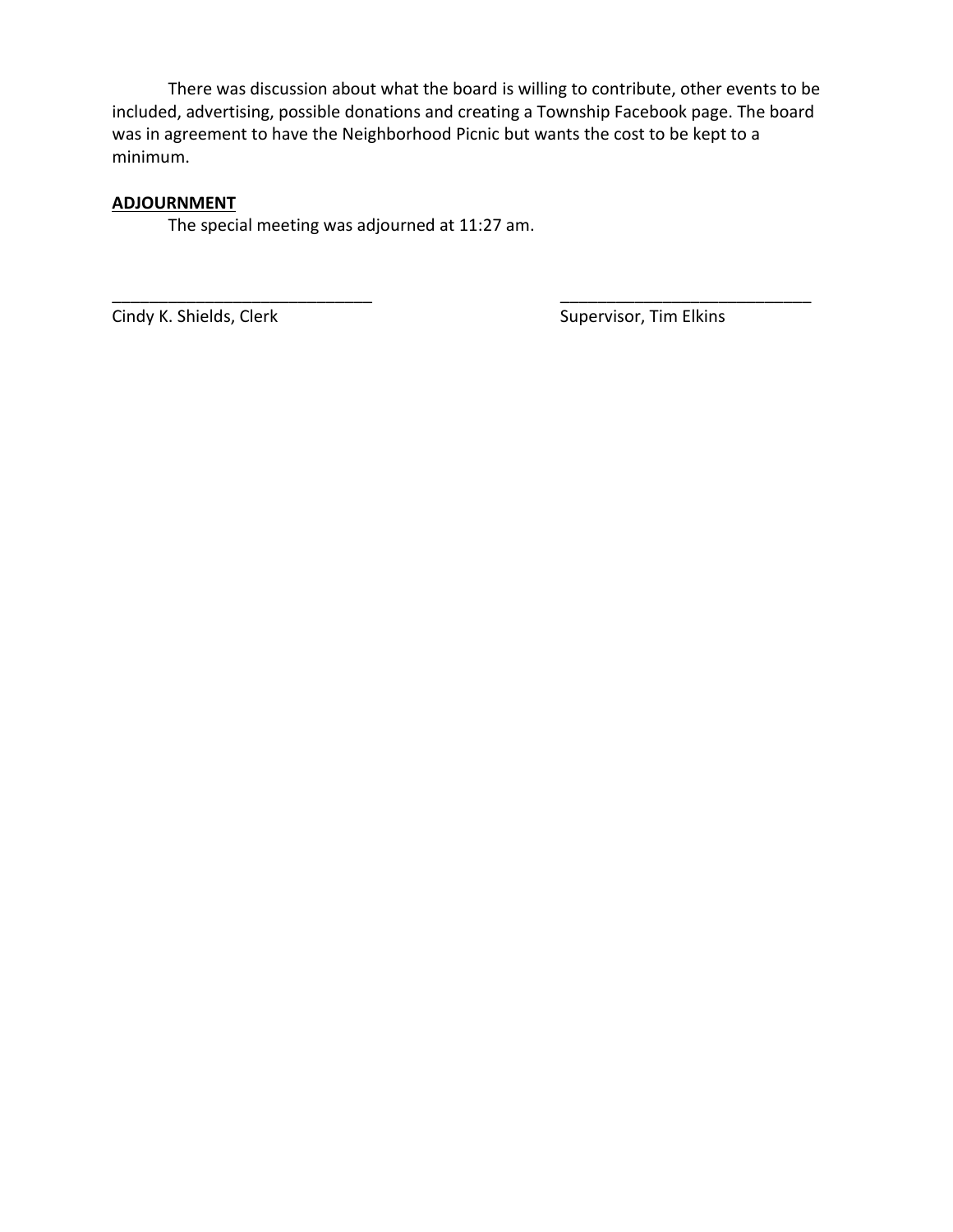There was discussion about what the board is willing to contribute, other events to be included, advertising, possible donations and creating a Township Facebook page. The board was in agreement to have the Neighborhood Picnic but wants the cost to be kept to a minimum.

**ADJOURNMENT**

The special meeting was adjourned at 11:27 am.

_____________________________ _____________________________

Cindy K. Shields, Clerk Supervisor, Tim Elkins